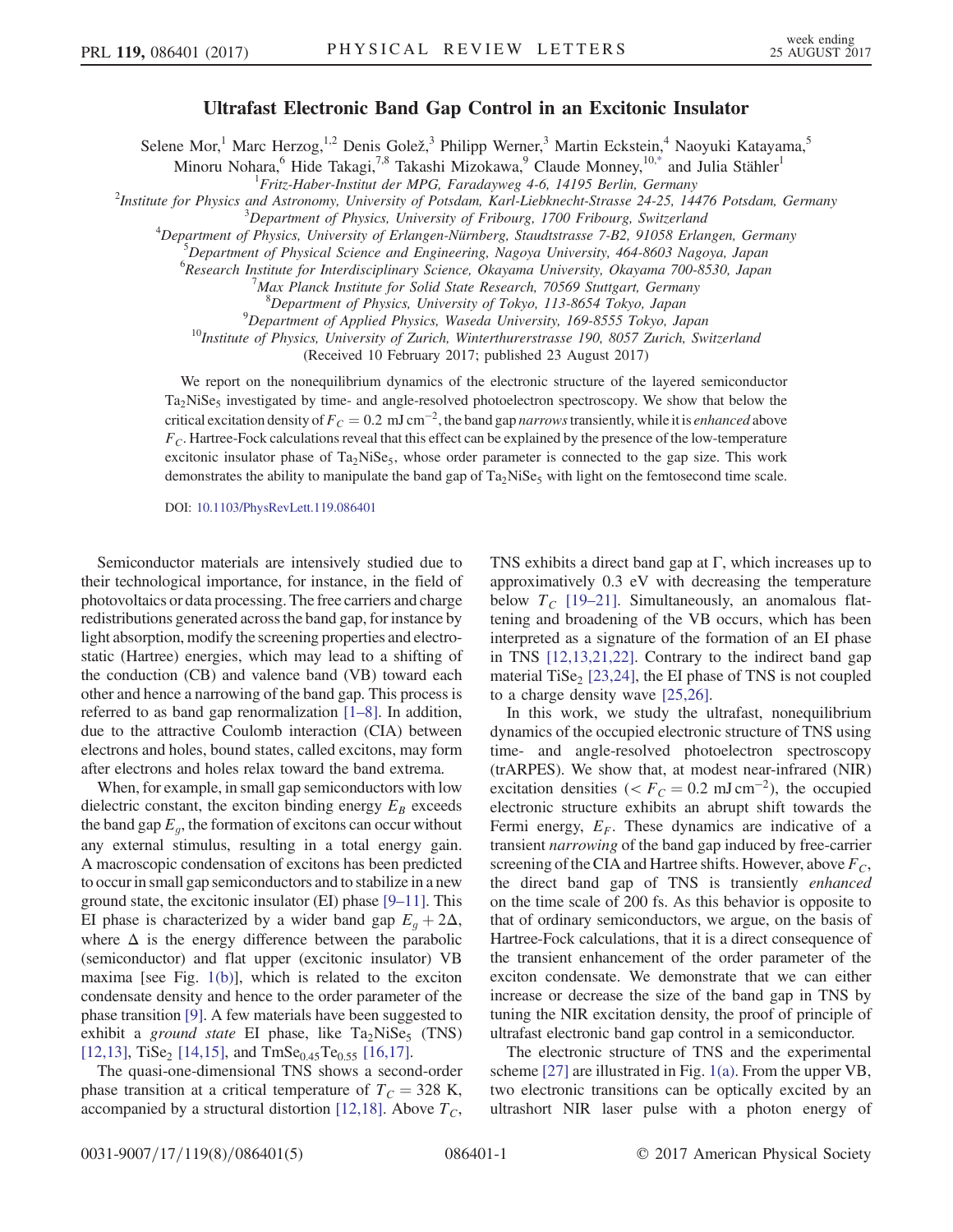# Ultrafast Electronic Band Gap Control in an Excitonic Insulator

Selene Mor,[1] Marc Herzog,[1,2] Denis Golež,[3] Philipp Werner,[3] Martin Eckstein,[4] Naoyuki Katayama,[5] Minoru Nohara,[6] Hide Takagi,[7,8] Takashi Mizokawa,[9] Claude Monney,[10,*] and Julia Stähler[1]

[1]*Fritz-Haber-Institut der MPG, Faradayweg 4-6, 14195 Berlin, Germany*
[2]*Institute for Physics and Astronomy, University of Potsdam, Karl-Liebknecht-Strasse 24-25, 14476 Potsdam, Germany*
[3]*Department of Physics, University of Fribourg, 1700 Fribourg, Switzerland*
[4]*Department of Physics, University of Erlangen-Nürnberg, Staudtstrasse 7-B2, 91058 Erlangen, Germany*
[5]*Department of Physical Science and Engineering, Nagoya University, 464-8603 Nagoya, Japan*
[6]*Research Institute for Interdisciplinary Science, Okayama University, Okayama 700-8530, Japan*
[7]*Max Planck Institute for Solid State Research, 70569 Stuttgart, Germany*
[8]*Department of Physics, University of Tokyo, 113-8654 Tokyo, Japan*
[9]*Department of Applied Physics, Waseda University, 169-8555 Tokyo, Japan*
[10]*Institute of Physics, University of Zurich, Winterthurerstrasse 190, 8057 Zurich, Switzerland*

(Received 10 February 2017; published 23 August 2017)

We report on the nonequilibrium dynamics of the electronic structure of the layered semiconductor $Ta_2NiSe_5$ investigated by time- and angle-resolved photoelectron spectroscopy. We show that below the critical excitation density of $F_C = 0.2\ \mathrm{mJ\,cm^{-2}}$, the band gap *narrows* transiently, while it is *enhanced* above $F_C$. Hartree-Fock calculations reveal that this effect can be explained by the presence of the low-temperature excitonic insulator phase of $Ta_2NiSe_5$, whose order parameter is connected to the gap size. This work demonstrates the ability to manipulate the band gap of $Ta_2NiSe_5$ with light on the femtosecond time scale.

DOI: 10.1103/PhysRevLett.119.086401

Semiconductor materials are intensively studied due to their technological importance, for instance, in the field of photovoltaics or data processing. The free carriers and charge redistributions generated across the band gap, for instance by light absorption, modify the screening properties and electrostatic (Hartree) energies, which may lead to a shifting of the conduction (CB) and valence band (VB) toward each other and hence a narrowing of the band gap. This process is referred to as band gap renormalization [1–8]. In addition, due to the attractive Coulomb interaction (CIA) between electrons and holes, bound states, called excitons, may form after electrons and holes relax toward the band extrema.

When, for example, in small gap semiconductors with low dielectric constant, the exciton binding energy $E_B$ exceeds the band gap $E_g$, the formation of excitons can occur without any external stimulus, resulting in a total energy gain. A macroscopic condensation of excitons has been predicted to occur in small gap semiconductors and to stabilize in a new ground state, the excitonic insulator (EI) phase [9–11]. This EI phase is characterized by a wider band gap $E_g + 2\Delta$, where $\Delta$ is the energy difference between the parabolic (semiconductor) and flat upper (excitonic insulator) VB maxima [see Fig. 1(b)], which is related to the exciton condensate density and hence to the order parameter of the phase transition [9]. A few materials have been suggested to exhibit a *ground state* EI phase, like $Ta_2NiSe_5$ (TNS) [12,13], $TiSe_2$ [14,15], and $TmSe_{0.45}Te_{0.55}$ [16,17].

The quasi-one-dimensional TNS shows a second-order phase transition at a critical temperature of $T_C = 328$ K, accompanied by a structural distortion [12,18]. Above $T_C$, TNS exhibits a direct band gap at Γ, which increases up to approximately 0.3 eV with decreasing the temperature below $T_C$ [19–21]. Simultaneously, an anomalous flattening and broadening of the VB occurs, which has been interpreted as a signature of the formation of an EI phase in TNS [12,13,21,22]. Contrary to the indirect band gap material $TiSe_2$ [23,24], the EI phase of TNS is not coupled to a charge density wave [25,26].

In this work, we study the ultrafast, nonequilibrium dynamics of the occupied electronic structure of TNS using time- and angle-resolved photoelectron spectroscopy (trARPES). We show that, at modest near-infrared (NIR) excitation densities ($< F_C = 0.2\ \mathrm{mJ\,cm^{-2}}$), the occupied electronic structure exhibits an abrupt shift towards the Fermi energy, $E_F$. These dynamics are indicative of a transient *narrowing* of the band gap induced by free-carrier screening of the CIA and Hartree shifts. However, above $F_C$, the direct band gap of TNS is transiently *enhanced* on the time scale of 200 fs. As this behavior is opposite to that of ordinary semiconductors, we argue, on the basis of Hartree-Fock calculations, that it is a direct consequence of the transient enhancement of the order parameter of the exciton condensate. We demonstrate that we can either increase or decrease the size of the band gap in TNS by tuning the NIR excitation density, the proof of principle of ultrafast electronic band gap control in a semiconductor.

The electronic structure of TNS and the experimental scheme [27] are illustrated in Fig. 1(a). From the upper VB, two electronic transitions can be optically excited by an ultrashort NIR laser pulse with a photon energy of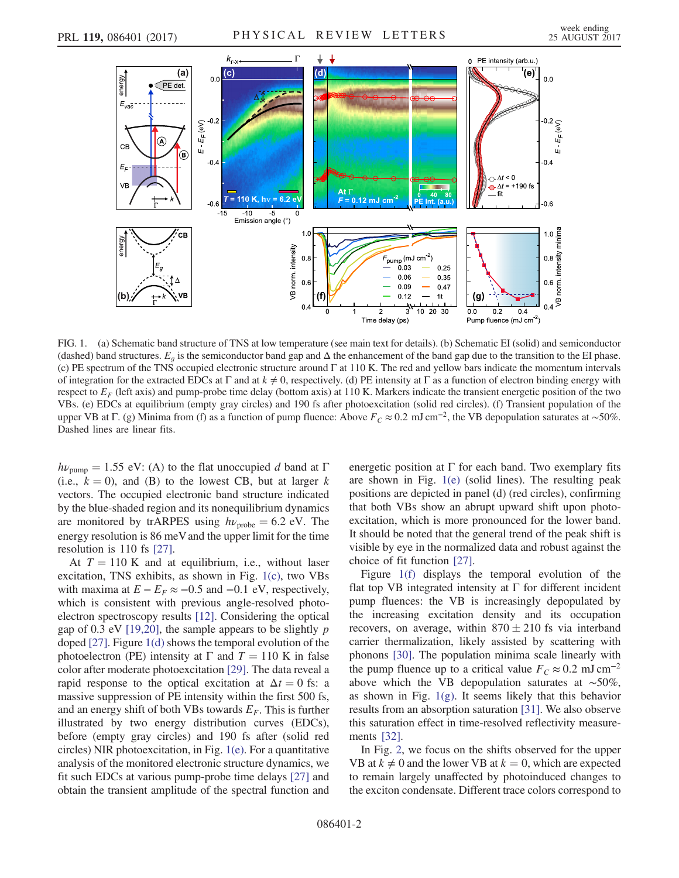FIG. 1. (a) Schematic band structure of TNS at low temperature (see main text for details). (b) Schematic EI (solid) and semiconductor (dashed) band structures. $E_g$ is the semiconductor band gap and $\Delta$ the enhancement of the band gap due to the transition to the EI phase. (c) PE spectrum of the TNS occupied electronic structure around $\Gamma$ at 110 K. The red and yellow bars indicate the momentum intervals of integration for the extracted EDCs at $\Gamma$ and at $k \neq 0$, respectively. (d) PE intensity at $\Gamma$ as a function of electron binding energy with respect to $E_F$ (left axis) and pump-probe time delay (bottom axis) at 110 K. Markers indicate the transient energetic position of the two VBs. (e) EDCs at equilibrium (empty gray circles) and 190 fs after photoexcitation (solid red circles). (f) Transient population of the upper VB at $\Gamma$. (g) Minima from (f) as a function of pump fluence: Above $F_C \approx 0.2$ mJ cm$^{-2}$, the VB depopulation saturates at $\sim$50%. Dashed lines are linear fits.

$h\nu_{\text{pump}} = 1.55$ eV: (A) to the flat unoccupied $d$ band at $\Gamma$ (i.e., $k = 0$), and (B) to the lowest CB, but at larger $k$ vectors. The occupied electronic band structure indicated by the blue-shaded region and its nonequilibrium dynamics are monitored by trARPES using $h\nu_{\text{probe}} = 6.2$ eV. The energy resolution is 86 meV and the upper limit for the time resolution is 110 fs [27].

At $T = 110$ K and at equilibrium, i.e., without laser excitation, TNS exhibits, as shown in Fig. 1(c), two VBs with maxima at $E - E_F \approx -0.5$ and $-0.1$ eV, respectively, which is consistent with previous angle-resolved photoelectron spectroscopy results [12]. Considering the optical gap of 0.3 eV [19,20], the sample appears to be slightly $p$ doped [27]. Figure 1(d) shows the temporal evolution of the photoelectron (PE) intensity at $\Gamma$ and $T = 110$ K in false color after moderate photoexcitation [29]. The data reveal a rapid response to the optical excitation at $\Delta t = 0$ fs: a massive suppression of PE intensity within the first 500 fs, and an energy shift of both VBs towards $E_F$. This is further illustrated by two energy distribution curves (EDCs), before (empty gray circles) and 190 fs after (solid red circles) NIR photoexcitation, in Fig. 1(e). For a quantitative analysis of the monitored electronic structure dynamics, we fit such EDCs at various pump-probe time delays [27] and obtain the transient amplitude of the spectral function and energetic position at $\Gamma$ for each band. Two exemplary fits are shown in Fig. 1(e) (solid lines). The resulting peak positions are depicted in panel (d) (red circles), confirming that both VBs show an abrupt upward shift upon photoexcitation, which is more pronounced for the lower band. It should be noted that the general trend of the peak shift is visible by eye in the normalized data and robust against the choice of fit function [27].

Figure 1(f) displays the temporal evolution of the flat top VB integrated intensity at $\Gamma$ for different incident pump fluences: the VB is increasingly depopulated by the increasing excitation density and its occupation recovers, on average, within $870 \pm 210$ fs via interband carrier thermalization, likely assisted by scattering with phonons [30]. The population minima scale linearly with the pump fluence up to a critical value $F_C \approx 0.2$ mJ cm$^{-2}$ above which the VB depopulation saturates at $\sim$50%, as shown in Fig. 1(g). It seems likely that this behavior results from an absorption saturation [31]. We also observe this saturation effect in time-resolved reflectivity measurements [32].

In Fig. 2, we focus on the shifts observed for the upper VB at $k \neq 0$ and the lower VB at $k = 0$, which are expected to remain largely unaffected by photoinduced changes to the exciton condensate. Different trace colors correspond to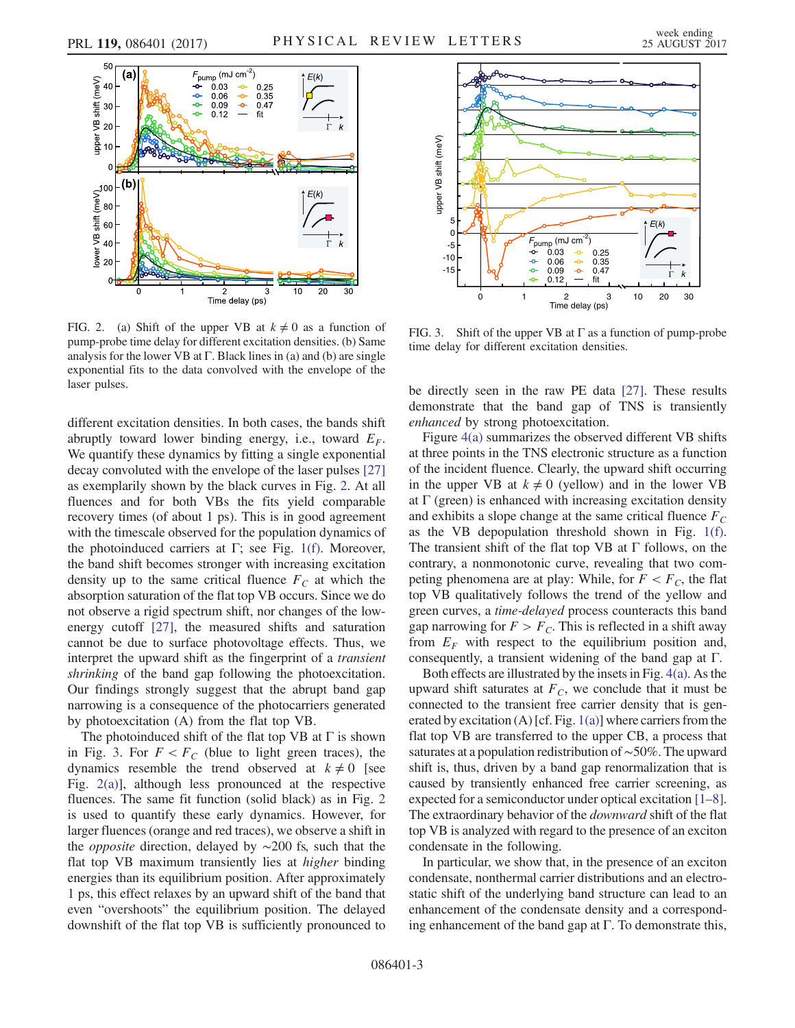FIG. 2. (a) Shift of the upper VB at $k \neq 0$ as a function of pump-probe time delay for different excitation densities. (b) Same analysis for the lower VB at Γ. Black lines in (a) and (b) are single exponential fits to the data convolved with the envelope of the laser pulses.

FIG. 3. Shift of the upper VB at Γ as a function of pump-probe time delay for different excitation densities.

different excitation densities. In both cases, the bands shift abruptly toward lower binding energy, i.e., toward $E_F$. We quantify these dynamics by fitting a single exponential decay convoluted with the envelope of the laser pulses [27] as exemplarily shown by the black curves in Fig. 2. At all fluences and for both VBs the fits yield comparable recovery times (of about 1 ps). This is in good agreement with the timescale observed for the population dynamics of the photoinduced carriers at Γ; see Fig. 1(f). Moreover, the band shift becomes stronger with increasing excitation density up to the same critical fluence $F_C$ at which the absorption saturation of the flat top VB occurs. Since we do not observe a rigid spectrum shift, nor changes of the low-energy cutoff [27], the measured shifts and saturation cannot be due to surface photovoltage effects. Thus, we interpret the upward shift as the fingerprint of a *transient shrinking* of the band gap following the photoexcitation. Our findings strongly suggest that the abrupt band gap narrowing is a consequence of the photocarriers generated by photoexcitation (A) from the flat top VB.

The photoinduced shift of the flat top VB at Γ is shown in Fig. 3. For $F < F_C$ (blue to light green traces), the dynamics resemble the trend observed at $k \neq 0$ [see Fig. 2(a)], although less pronounced at the respective fluences. The same fit function (solid black) as in Fig. 2 is used to quantify these early dynamics. However, for larger fluences (orange and red traces), we observe a shift in the *opposite* direction, delayed by ~200 fs, such that the flat top VB maximum transiently lies at *higher* binding energies than its equilibrium position. After approximately 1 ps, this effect relaxes by an upward shift of the band that even "overshoots" the equilibrium position. The delayed downshift of the flat top VB is sufficiently pronounced to be directly seen in the raw PE data [27]. These results demonstrate that the band gap of TNS is transiently *enhanced* by strong photoexcitation.

Figure 4(a) summarizes the observed different VB shifts at three points in the TNS electronic structure as a function of the incident fluence. Clearly, the upward shift occurring in the upper VB at $k \neq 0$ (yellow) and in the lower VB at Γ (green) is enhanced with increasing excitation density and exhibits a slope change at the same critical fluence $F_C$ as the VB depopulation threshold shown in Fig. 1(f). The transient shift of the flat top VB at Γ follows, on the contrary, a nonmonotonic curve, revealing that two competing phenomena are at play: While, for $F < F_C$, the flat top VB qualitatively follows the trend of the yellow and green curves, a *time-delayed* process counteracts this band gap narrowing for $F > F_C$. This is reflected in a shift away from $E_F$ with respect to the equilibrium position and, consequently, a transient widening of the band gap at Γ.

Both effects are illustrated by the insets in Fig. 4(a). As the upward shift saturates at $F_C$, we conclude that it must be connected to the transient free carrier density that is generated by excitation (A) [cf. Fig. 1(a)] where carriers from the flat top VB are transferred to the upper CB, a process that saturates at a population redistribution of ~50%. The upward shift is, thus, driven by a band gap renormalization that is caused by transiently enhanced free carrier screening, as expected for a semiconductor under optical excitation [1–8]. The extraordinary behavior of the *downward* shift of the flat top VB is analyzed with regard to the presence of an exciton condensate in the following.

In particular, we show that, in the presence of an exciton condensate, nonthermal carrier distributions and an electrostatic shift of the underlying band structure can lead to an enhancement of the condensate density and a corresponding enhancement of the band gap at Γ. To demonstrate this,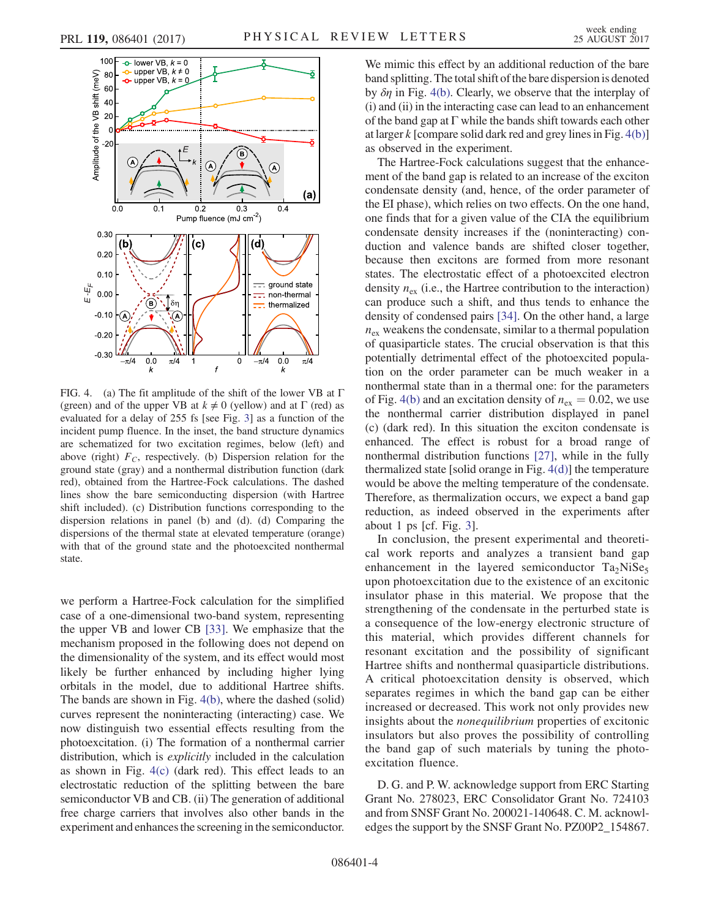100
80
60
40
20
0
-20
Amplitude of the VB shift (meV)
lower VB, $k = 0$
upper VB, $k \neq 0$
upper VB, $k = 0$
A
B
A
A
E
k
(a)
0.0
0.1
0.2
0.3
0.4
Pump fluence (mJ cm$^{-2}$)

0.30
0.20
0.10
0.00
-0.10
-0.20
-0.30
$E$-$E_F$
(b)
(c)
(d)
A
B
A
δη
$-\pi/4$
0.0
$\pi/4$
k
1
f
0
$-\pi/4$
0.0
$\pi/4$
k
ground state
non-thermal
thermalized

FIG. 4. (a) The fit amplitude of the shift of the lower VB at Γ (green) and of the upper VB at $k \neq 0$ (yellow) and at Γ (red) as evaluated for a delay of 255 fs [see Fig. 3] as a function of the incident pump fluence. In the inset, the band structure dynamics are schematized for two excitation regimes, below (left) and above (right) $F_C$, respectively. (b) Dispersion relation for the ground state (gray) and a nonthermal distribution function (dark red), obtained from the Hartree-Fock calculations. The dashed lines show the bare semiconducting dispersion (with Hartree shift included). (c) Distribution functions corresponding to the dispersion relations in panel (b) and (d). (d) Comparing the dispersions of the thermal state at elevated temperature (orange) with that of the ground state and the photoexcited nonthermal state.

we perform a Hartree-Fock calculation for the simplified case of a one-dimensional two-band system, representing the upper VB and lower CB [33]. We emphasize that the mechanism proposed in the following does not depend on the dimensionality of the system, and its effect would most likely be further enhanced by including higher lying orbitals in the model, due to additional Hartree shifts. The bands are shown in Fig. 4(b), where the dashed (solid) curves represent the noninteracting (interacting) case. We now distinguish two essential effects resulting from the photoexcitation. (i) The formation of a nonthermal carrier distribution, which is *explicitly* included in the calculation as shown in Fig. 4(c) (dark red). This effect leads to an electrostatic reduction of the splitting between the bare semiconductor VB and CB. (ii) The generation of additional free charge carriers that involves also other bands in the experiment and enhances the screening in the semiconductor. We mimic this effect by an additional reduction of the bare band splitting. The total shift of the bare dispersion is denoted by $\delta\eta$ in Fig. 4(b). Clearly, we observe that the interplay of (i) and (ii) in the interacting case can lead to an enhancement of the band gap at Γ while the bands shift towards each other at larger $k$ [compare solid dark red and grey lines in Fig. 4(b)] as observed in the experiment.

The Hartree-Fock calculations suggest that the enhancement of the band gap is related to an increase of the exciton condensate density (and, hence, of the order parameter of the EI phase), which relies on two effects. On the one hand, one finds that for a given value of the CIA the equilibrium condensate density increases if the (noninteracting) conduction and valence bands are shifted closer together, because then excitons are formed from more resonant states. The electrostatic effect of a photoexcited electron density $n_{ex}$ (i.e., the Hartree contribution to the interaction) can produce such a shift, and thus tends to enhance the density of condensed pairs [34]. On the other hand, a large $n_{ex}$ weakens the condensate, similar to a thermal population of quasiparticle states. The crucial observation is that this potentially detrimental effect of the photoexcited population on the order parameter can be much weaker in a nonthermal state than in a thermal one: for the parameters of Fig. 4(b) and an excitation density of $n_{ex} = 0.02$, we use the nonthermal carrier distribution displayed in panel (c) (dark red). In this situation the exciton condensate is enhanced. The effect is robust for a broad range of nonthermal distribution functions [27], while in the fully thermalized state [solid orange in Fig. 4(d)] the temperature would be above the melting temperature of the condensate. Therefore, as thermalization occurs, we expect a band gap reduction, as indeed observed in the experiments after about 1 ps [cf. Fig. 3].

In conclusion, the present experimental and theoretical work reports and analyzes a transient band gap enhancement in the layered semiconductor $Ta_2NiSe_5$ upon photoexcitation due to the existence of an excitonic insulator phase in this material. We propose that the strengthening of the condensate in the perturbed state is a consequence of the low-energy electronic structure of this material, which provides different channels for resonant excitation and the possibility of significant Hartree shifts and nonthermal quasiparticle distributions. A critical photoexcitation density is observed, which separates regimes in which the band gap can be either increased or decreased. This work not only provides new insights about the *nonequilibrium* properties of excitonic insulators but also proves the possibility of controlling the band gap of such materials by tuning the photoexcitation fluence.

D. G. and P. W. acknowledge support from ERC Starting Grant No. 278023, ERC Consolidator Grant No. 724103 and from SNSF Grant No. 200021-140648. C. M. acknowledges the support by the SNSF Grant No. PZ00P2_154867.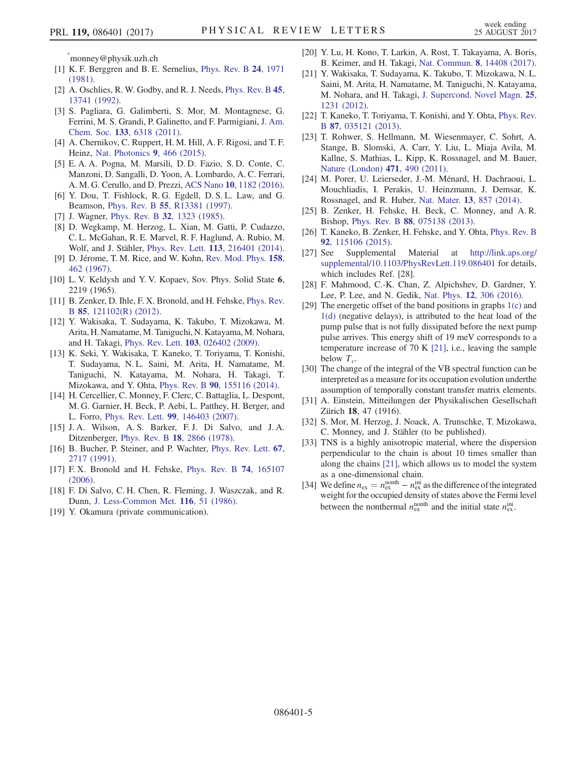[*] monney@physik.uzh.ch

[1] K. F. Berggren and B. E. Sernelius, Phys. Rev. B **24**, 1971 (1981).

[2] A. Oschlies, R. W. Godby, and R. J. Needs, Phys. Rev. B **45**, 13741 (1992).

[3] S. Pagliara, G. Galimberti, S. Mor, M. Montagnese, G. Ferrini, M. S. Grandi, P. Galinetto, and F. Parmigiani, J. Am. Chem. Soc. **133**, 6318 (2011).

[4] A. Chernikov, C. Ruppert, H. M. Hill, A. F. Rigosi, and T. F. Heinz, Nat. Photonics **9**, 466 (2015).

[5] E. A. A. Pogna, M. Marsili, D. D. Fazio, S. D. Conte, C. Manzoni, D. Sangalli, D. Yoon, A. Lombardo, A. C. Ferrari, A. M. G. Cerullo, and D. Prezzi, ACS Nano **10**, 1182 (2016).

[6] Y. Dou, T. Fishlock, R. G. Egdell, D. S. L. Law, and G. Beamson, Phys. Rev. B **55**, R13381 (1997).

[7] J. Wagner, Phys. Rev. B **32**, 1323 (1985).

[8] D. Wegkamp, M. Herzog, L. Xian, M. Gatti, P. Cudazzo, C. L. McGahan, R. E. Marvel, R. F. Haglund, A. Rubio, M. Wolf, and J. Stähler, Phys. Rev. Lett. **113**, 216401 (2014).

[9] D. Jérome, T. M. Rice, and W. Kohn, Rev. Mod. Phys. **158**, 462 (1967).

[10] L. V. Keldysh and Y. V. Kopaev, Sov. Phys. Solid State **6**, 2219 (1965).

[11] B. Zenker, D. Ihle, F. X. Bronold, and H. Fehske, Phys. Rev. B **85**, 121102(R) (2012).

[12] Y. Wakisaka, T. Sudayama, K. Takubo, T. Mizokawa, M. Arita, H. Namatame, M. Taniguchi, N. Katayama, M. Nohara, and H. Takagi, Phys. Rev. Lett. **103**, 026402 (2009).

[13] K. Seki, Y. Wakisaka, T. Kaneko, T. Toriyama, T. Konishi, T. Sudayama, N. L. Saini, M. Arita, H. Namatame, M. Taniguchi, N. Katayama, M. Nohara, H. Takagi, T. Mizokawa, and Y. Ohta, Phys. Rev. B **90**, 155116 (2014).

[14] H. Cercellier, C. Monney, F. Clerc, C. Battaglia, L. Despont, M. G. Garnier, H. Beck, P. Aebi, L. Patthey, H. Berger, and L. Forro, Phys. Rev. Lett. **99**, 146403 (2007).

[15] J. A. Wilson, A. S. Barker, F. J. Di Salvo, and J. A. Ditzenberger, Phys. Rev. B **18**, 2866 (1978).

[16] B. Bucher, P. Steiner, and P. Wachter, Phys. Rev. Lett. **67**, 2717 (1991).

[17] F. X. Bronold and H. Fehske, Phys. Rev. B **74**, 165107 (2006).

[18] F. Di Salvo, C. H. Chen, R. Fleming, J. Waszczak, and R. Dunn, J. Less-Common Met. **116**, 51 (1986).

[19] Y. Okamura (private communication).

[20] Y. Lu, H. Kono, T. Larkin, A. Rost, T. Takayama, A. Boris, B. Keimer, and H. Takagi, Nat. Commun. **8**, 14408 (2017).

[21] Y. Wakisaka, T. Sudayama, K. Takubo, T. Mizokawa, N. L. Saini, M. Arita, H. Namatame, M. Taniguchi, N. Katayama, M. Nohara, and H. Takagi, J. Supercond. Novel Magn. **25**, 1231 (2012).

[22] T. Kaneko, T. Toriyama, T. Konishi, and Y. Ohta, Phys. Rev. B **87**, 035121 (2013).

[23] T. Rohwer, S. Hellmann, M. Wiesenmayer, C. Sohrt, A. Stange, B. Slomski, A. Carr, Y. Liu, L. Miaja Avila, M. Kallne, S. Mathias, L. Kipp, K. Rossnagel, and M. Bauer, Nature (London) **471**, 490 (2011).

[24] M. Porer, U. Leierseder, J.-M. Ménard, H. Dachraoui, L. Mouchliadis, I. Perakis, U. Heinzmann, J. Demsar, K. Rossnagel, and R. Huber, Nat. Mater. **13**, 857 (2014).

[25] B. Zenker, H. Fehske, H. Beck, C. Monney, and A. R. Bishop, Phys. Rev. B **88**, 075138 (2013).

[26] T. Kaneko, B. Zenker, H. Fehske, and Y. Ohta, Phys. Rev. B **92**, 115106 (2015).

[27] See Supplemental Material at http://link.aps.org/supplemental/10.1103/PhysRevLett.119.086401 for details, which includes Ref. [28].

[28] F. Mahmood, C.-K. Chan, Z. Alpichshev, D. Gardner, Y. Lee, P. Lee, and N. Gedik, Nat. Phys. **12**, 306 (2016).

[29] The energetic offset of the band positions in graphs 1(c) and 1(d) (negative delays), is attributed to the heat load of the pump pulse that is not fully dissipated before the next pump pulse arrives. This energy shift of 19 meV corresponds to a temperature increase of 70 K [21], i.e., leaving the sample below $T_c$.

[30] The change of the integral of the VB spectral function can be interpreted as a measure for its occupation evolution underthe assumption of temporally constant transfer matrix elements.

[31] A. Einstein, Mitteilungen der Physikalischen Gesellschaft Zürich **18**, 47 (1916).

[32] S. Mor, M. Herzog, J. Noack, A. Trunschke, T. Mizokawa, C. Monney, and J. Stähler (to be published).

[33] TNS is a highly anisotropic material, where the dispersion perpendicular to the chain is about 10 times smaller than along the chains [21], which allows us to model the system as a one-dimensional chain.

[34] We define $n_{\mathrm{ex}} = n_{\mathrm{ex}}^{\mathrm{nonth}} - n_{\mathrm{ex}}^{\mathrm{ini}}$ as the difference of the integrated weight for the occupied density of states above the Fermi level between the nonthermal $n_{\mathrm{ex}}^{\mathrm{nonth}}$ and the initial state $n_{\mathrm{ex}}^{\mathrm{ini}}$.